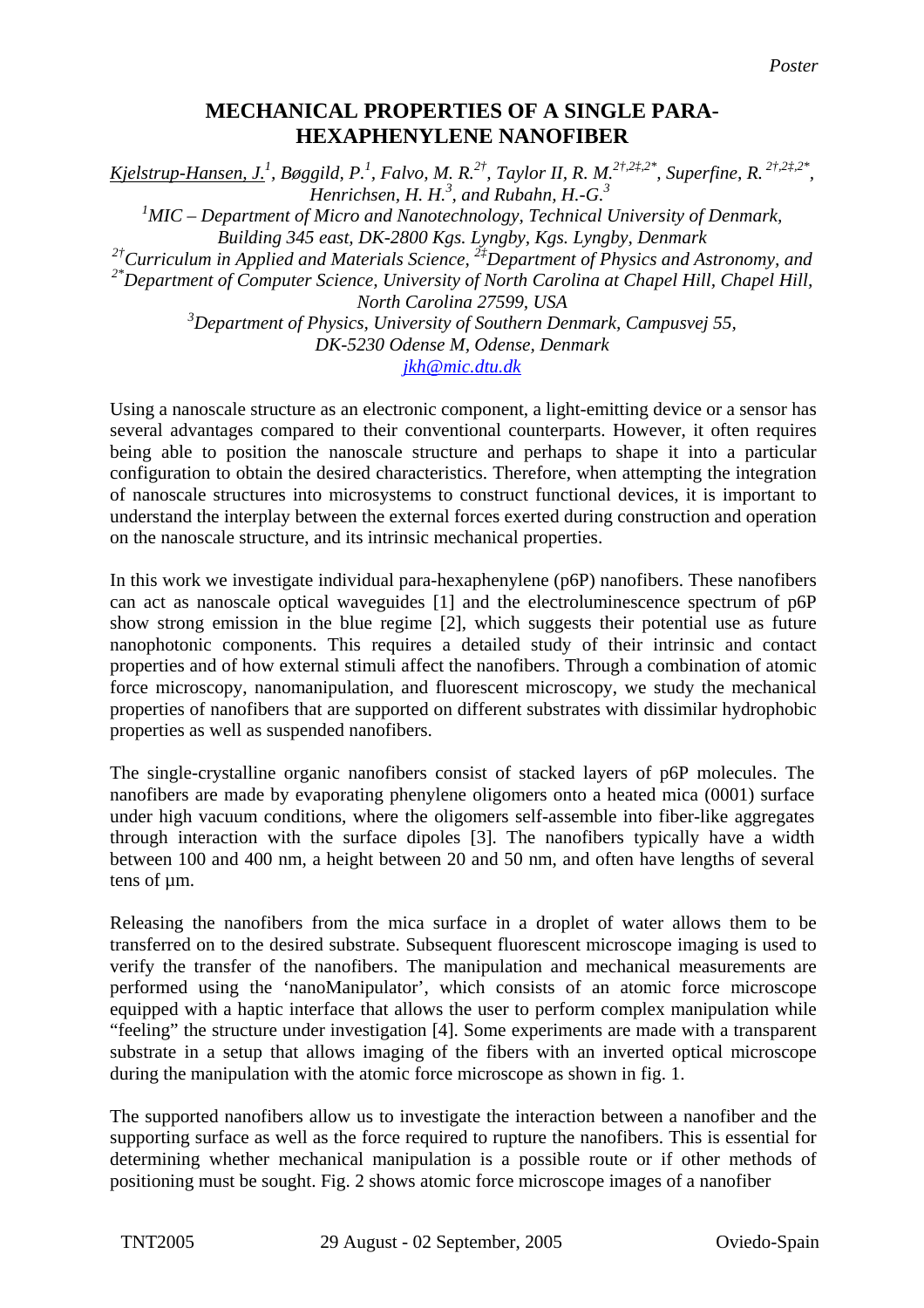*Poster*

# MECHANICAL PROPERTIES OF A SINGLE PARA-HEXAPHENYLENE NANOFIBER

*Kjelstrup-Hansen, J.*[1], *Bøggild, P.*[1], *Falvo, M. R.*[2†], *Taylor II, R. M.*[2†,2‡,2*], *Superfine, R.*[2†,2‡,2*], *Henrichsen, H. H.*[3], *and Rubahn, H.-G.*[3]

[1]*MIC – Department of Micro and Nanotechnology, Technical University of Denmark, Building 345 east, DK-2800 Kgs. Lyngby, Kgs. Lyngby, Denmark*

[2†]*Curriculum in Applied and Materials Science,* [2‡]*Department of Physics and Astronomy, and* [2*]*Department of Computer Science, University of North Carolina at Chapel Hill, Chapel Hill, North Carolina 27599, USA*

[3]*Department of Physics, University of Southern Denmark, Campusvej 55, DK-5230 Odense M, Odense, Denmark*

*jkh@mic.dtu.dk*

Using a nanoscale structure as an electronic component, a light-emitting device or a sensor has several advantages compared to their conventional counterparts. However, it often requires being able to position the nanoscale structure and perhaps to shape it into a particular configuration to obtain the desired characteristics. Therefore, when attempting the integration of nanoscale structures into microsystems to construct functional devices, it is important to understand the interplay between the external forces exerted during construction and operation on the nanoscale structure, and its intrinsic mechanical properties.

In this work we investigate individual para-hexaphenylene (p6P) nanofibers. These nanofibers can act as nanoscale optical waveguides [1] and the electroluminescence spectrum of p6P show strong emission in the blue regime [2], which suggests their potential use as future nanophotonic components. This requires a detailed study of their intrinsic and contact properties and of how external stimuli affect the nanofibers. Through a combination of atomic force microscopy, nanomanipulation, and fluorescent microscopy, we study the mechanical properties of nanofibers that are supported on different substrates with dissimilar hydrophobic properties as well as suspended nanofibers.

The single-crystalline organic nanofibers consist of stacked layers of p6P molecules. The nanofibers are made by evaporating phenylene oligomers onto a heated mica (0001) surface under high vacuum conditions, where the oligomers self-assemble into fiber-like aggregates through interaction with the surface dipoles [3]. The nanofibers typically have a width between 100 and 400 nm, a height between 20 and 50 nm, and often have lengths of several tens of µm.

Releasing the nanofibers from the mica surface in a droplet of water allows them to be transferred on to the desired substrate. Subsequent fluorescent microscope imaging is used to verify the transfer of the nanofibers. The manipulation and mechanical measurements are performed using the 'nanoManipulator', which consists of an atomic force microscope equipped with a haptic interface that allows the user to perform complex manipulation while "feeling" the structure under investigation [4]. Some experiments are made with a transparent substrate in a setup that allows imaging of the fibers with an inverted optical microscope during the manipulation with the atomic force microscope as shown in fig. 1.

The supported nanofibers allow us to investigate the interaction between a nanofiber and the supporting surface as well as the force required to rupture the nanofibers. This is essential for determining whether mechanical manipulation is a possible route or if other methods of positioning must be sought. Fig. 2 shows atomic force microscope images of a nanofiber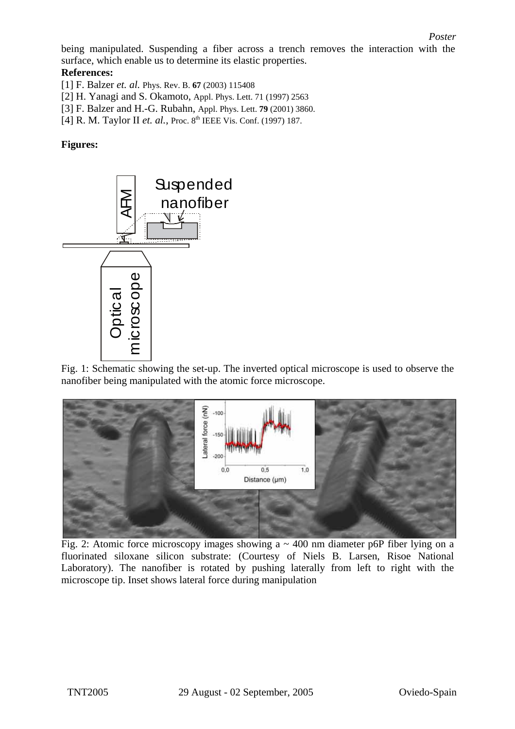being manipulated. Suspending a fiber across a trench removes the interaction with the surface, which enable us to determine its elastic properties.

**References:**

[1] F. Balzer *et. al.* Phys. Rev. B. **67** (2003) 115408

[2] H. Yanagi and S. Okamoto, Appl. Phys. Lett. 71 (1997) 2563

[3] F. Balzer and H.-G. Rubahn, Appl. Phys. Lett. **79** (2001) 3860.

[4] R. M. Taylor II *et. al.*, Proc. 8th IEEE Vis. Conf. (1997) 187.

**Figures:**

AFM

Suspended nanofiber

Optical microscope

Fig. 1: Schematic showing the set-up. The inverted optical microscope is used to observe the nanofiber being manipulated with the atomic force microscope.

Lateral force (nN)

-100

-150

-200

0,0

0,5

1,0

Distance (µm)

Fig. 2: Atomic force microscopy images showing a ~ 400 nm diameter p6P fiber lying on a fluorinated siloxane silicon substrate: (Courtesy of Niels B. Larsen, Risoe National Laboratory). The nanofiber is rotated by pushing laterally from left to right with the microscope tip. Inset shows lateral force during manipulation